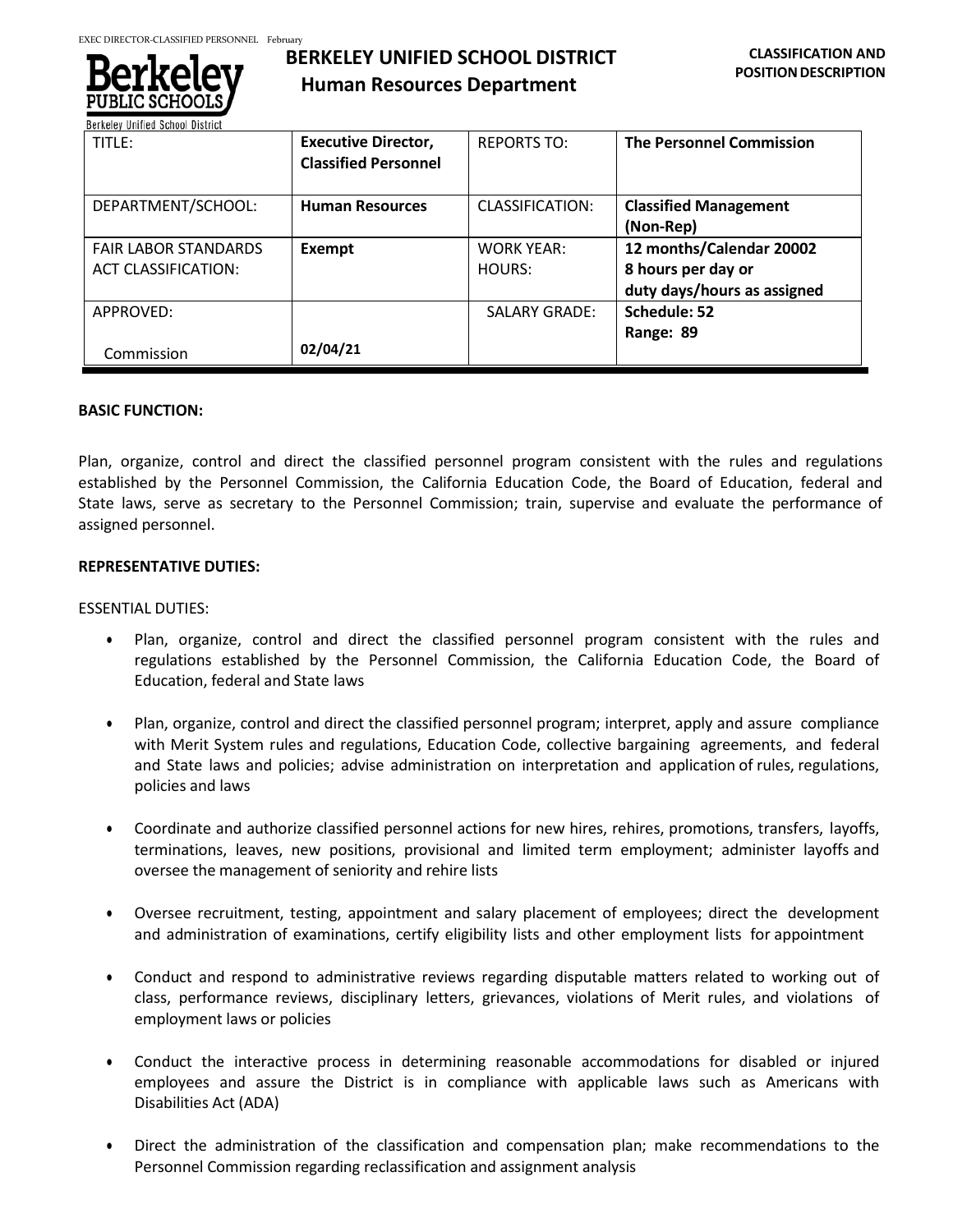# BERKELEY UNIFIED SCHOOL DISTRICT
## Human Resources Department

**CLASSIFICATION AND POSITION DESCRIPTION**

| | | | |
|---|---|---|---|
| TITLE: | **Executive Director, Classified Personnel** | REPORTS TO: | **The Personnel Commission** |
| DEPARTMENT/SCHOOL: | **Human Resources** | CLASSIFICATION: | **Classified Management (Non-Rep)** |
| FAIR LABOR STANDARDS ACT CLASSIFICATION: | **Exempt** | WORK YEAR: HOURS: | **12 months/Calendar 20002 8 hours per day or duty days/hours as assigned** |
| APPROVED: Commission | **02/04/21** | SALARY GRADE: | **Schedule: 52 Range: 89** |

**BASIC FUNCTION:**

Plan, organize, control and direct the classified personnel program consistent with the rules and regulations established by the Personnel Commission, the California Education Code, the Board of Education, federal and State laws, serve as secretary to the Personnel Commission; train, supervise and evaluate the performance of assigned personnel.

**REPRESENTATIVE DUTIES:**

ESSENTIAL DUTIES:

- Plan, organize, control and direct the classified personnel program consistent with the rules and regulations established by the Personnel Commission, the California Education Code, the Board of Education, federal and State laws
- Plan, organize, control and direct the classified personnel program; interpret, apply and assure compliance with Merit System rules and regulations, Education Code, collective bargaining agreements, and federal and State laws and policies; advise administration on interpretation and application of rules, regulations, policies and laws
- Coordinate and authorize classified personnel actions for new hires, rehires, promotions, transfers, layoffs, terminations, leaves, new positions, provisional and limited term employment; administer layoffs and oversee the management of seniority and rehire lists
- Oversee recruitment, testing, appointment and salary placement of employees; direct the development and administration of examinations, certify eligibility lists and other employment lists for appointment
- Conduct and respond to administrative reviews regarding disputable matters related to working out of class, performance reviews, disciplinary letters, grievances, violations of Merit rules, and violations of employment laws or policies
- Conduct the interactive process in determining reasonable accommodations for disabled or injured employees and assure the District is in compliance with applicable laws such as Americans with Disabilities Act (ADA)
- Direct the administration of the classification and compensation plan; make recommendations to the Personnel Commission regarding reclassification and assignment analysis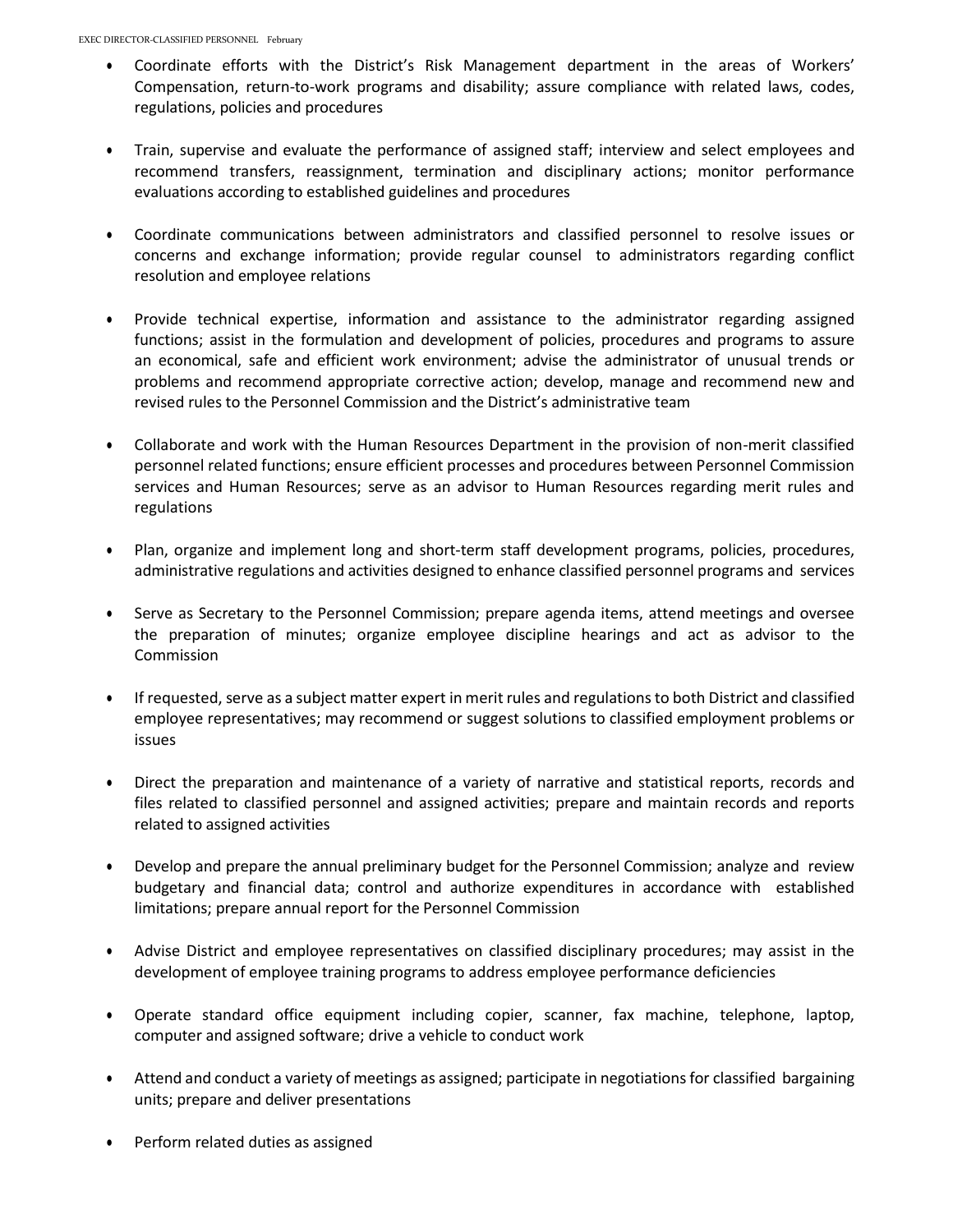- Coordinate efforts with the District's Risk Management department in the areas of Workers' Compensation, return-to-work programs and disability; assure compliance with related laws, codes, regulations, policies and procedures

- Train, supervise and evaluate the performance of assigned staff; interview and select employees and recommend transfers, reassignment, termination and disciplinary actions; monitor performance evaluations according to established guidelines and procedures

- Coordinate communications between administrators and classified personnel to resolve issues or concerns and exchange information; provide regular counsel to administrators regarding conflict resolution and employee relations

- Provide technical expertise, information and assistance to the administrator regarding assigned functions; assist in the formulation and development of policies, procedures and programs to assure an economical, safe and efficient work environment; advise the administrator of unusual trends or problems and recommend appropriate corrective action; develop, manage and recommend new and revised rules to the Personnel Commission and the District's administrative team

- Collaborate and work with the Human Resources Department in the provision of non-merit classified personnel related functions; ensure efficient processes and procedures between Personnel Commission services and Human Resources; serve as an advisor to Human Resources regarding merit rules and regulations

- Plan, organize and implement long and short-term staff development programs, policies, procedures, administrative regulations and activities designed to enhance classified personnel programs and services

- Serve as Secretary to the Personnel Commission; prepare agenda items, attend meetings and oversee the preparation of minutes; organize employee discipline hearings and act as advisor to the Commission

- If requested, serve as a subject matter expert in merit rules and regulations to both District and classified employee representatives; may recommend or suggest solutions to classified employment problems or issues

- Direct the preparation and maintenance of a variety of narrative and statistical reports, records and files related to classified personnel and assigned activities; prepare and maintain records and reports related to assigned activities

- Develop and prepare the annual preliminary budget for the Personnel Commission; analyze and review budgetary and financial data; control and authorize expenditures in accordance with established limitations; prepare annual report for the Personnel Commission

- Advise District and employee representatives on classified disciplinary procedures; may assist in the development of employee training programs to address employee performance deficiencies

- Operate standard office equipment including copier, scanner, fax machine, telephone, laptop, computer and assigned software; drive a vehicle to conduct work

- Attend and conduct a variety of meetings as assigned; participate in negotiations for classified bargaining units; prepare and deliver presentations

- Perform related duties as assigned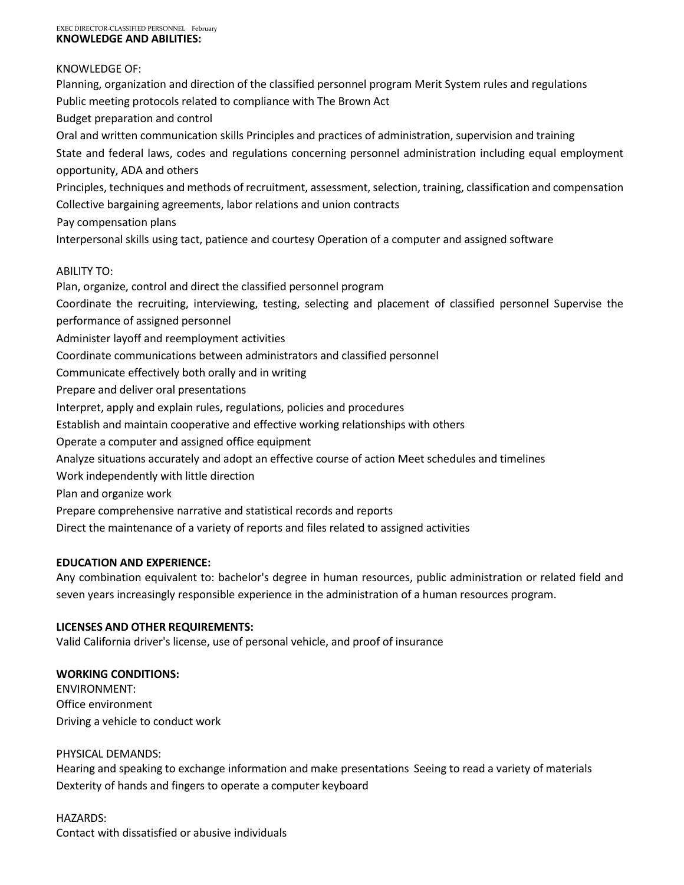**KNOWLEDGE AND ABILITIES:**

KNOWLEDGE OF:

Planning, organization and direction of the classified personnel program Merit System rules and regulations
Public meeting protocols related to compliance with The Brown Act
Budget preparation and control
Oral and written communication skills Principles and practices of administration, supervision and training
State and federal laws, codes and regulations concerning personnel administration including equal employment opportunity, ADA and others
Principles, techniques and methods of recruitment, assessment, selection, training, classification and compensation
Collective bargaining agreements, labor relations and union contracts
Pay compensation plans
Interpersonal skills using tact, patience and courtesy Operation of a computer and assigned software

ABILITY TO:

Plan, organize, control and direct the classified personnel program
Coordinate the recruiting, interviewing, testing, selecting and placement of classified personnel Supervise the performance of assigned personnel
Administer layoff and reemployment activities
Coordinate communications between administrators and classified personnel
Communicate effectively both orally and in writing
Prepare and deliver oral presentations
Interpret, apply and explain rules, regulations, policies and procedures
Establish and maintain cooperative and effective working relationships with others
Operate a computer and assigned office equipment
Analyze situations accurately and adopt an effective course of action Meet schedules and timelines
Work independently with little direction
Plan and organize work
Prepare comprehensive narrative and statistical records and reports
Direct the maintenance of a variety of reports and files related to assigned activities

**EDUCATION AND EXPERIENCE:**

Any combination equivalent to: bachelor's degree in human resources, public administration or related field and seven years increasingly responsible experience in the administration of a human resources program.

**LICENSES AND OTHER REQUIREMENTS:**

Valid California driver's license, use of personal vehicle, and proof of insurance

**WORKING CONDITIONS:**

ENVIRONMENT:
Office environment
Driving a vehicle to conduct work

PHYSICAL DEMANDS:
Hearing and speaking to exchange information and make presentations Seeing to read a variety of materials
Dexterity of hands and fingers to operate a computer keyboard

HAZARDS:
Contact with dissatisfied or abusive individuals